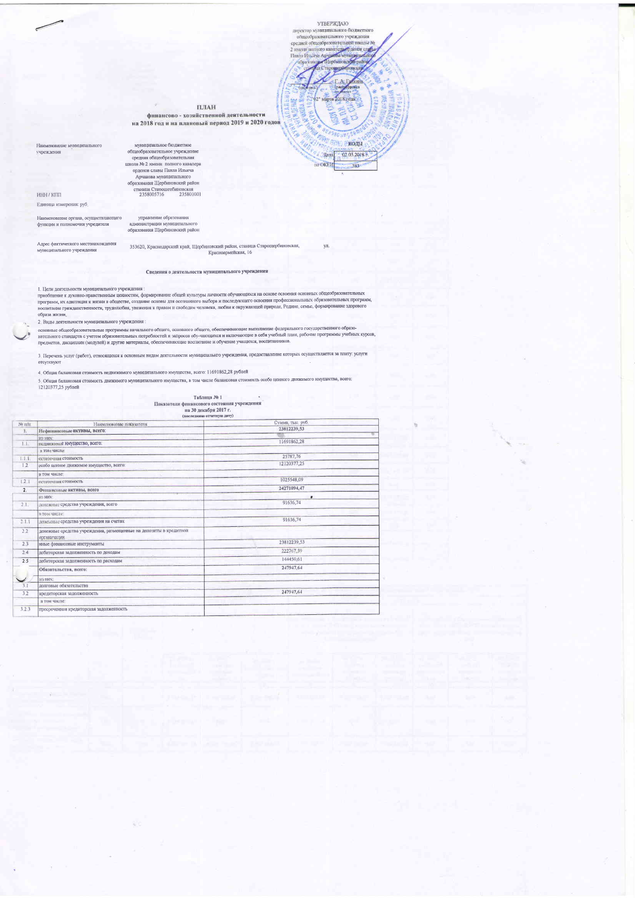УТВЕРЖДАЮ

директор муниципального бюджетного общеобразовательного учреждения средней общеобразовательной школы № 2 имени полного кавалера ордена славы Павла Ильича Арчакова муниципального образования Щербиновский район станица Старощербиновская

Г. А. Галкина

(подпись) (расшифровка подписи)

"02" марта 2018 года

# ПЛАН
## финансово - хозяйственной деятельности
## на 2018 год и на плановый период 2019 и 2020 годов

| | | КОДЫ |
|---|---|---|
| | Дата | 02.03.2018 г. |
| | по ОКЕИ | 383 |

Наименование муниципального учреждения: муниципальное бюджетное общеобразовательное учреждение средняя общеобразовательная школа № 2 имени полного кавалера орденов славы Павла Ильича Арчакова муниципального образования Щербиновский район станица Старощербиновская

ИНН / КПП: 2358005716 235801001

Единица измерения: руб.

Наименование органа, осуществляющего функции и полномочия учредителя: управление образования администрации муниципального образования Щербиновский район

Адрес фактического местонахождения муниципального учреждения: 353620, Краснодарский край, Щербиновский район, станица Старощербиновская, ул. Красноармейская, 16

### Сведения о деятельности муниципального учреждения

1. Цели деятельности муниципального учреждения :
приобщение к духовно-нравственным ценностям, формирование общей культуры личности обучающихся на основе освоения основных общеобразовательных программ, их адаптация к жизни в обществе, создание основы для осознанного выбора и последующего освоения профессиональных образовательных программ, воспитание гражданственности, трудолюбия, уважения к правам и свободам человека, любви к окружающей природе, Родине, семье, формирование здорового образа жизни.

2. Виды деятельности муниципального учреждения :
основные общеобразовательные программы начального общего, основного общего, обеспечивающие выполнение федерального государственного образовательного стандарта с учетом образовательных потребностей и запросов обу-чающихся и включающие в себя учебный план, рабочие программы учебных курсов, предметов, дисциплин (модулей) и другие материалы, обеспечивающие воспитание и обучение учащихся, воспитанников.

3. Перечень услуг (работ), относящихся к основным видам деятельности муниципального учреждения, предоставление которых осуществляется за плату: услуги отсутствуют

4. Общая балансовая стоимость недвижимого муниципального имущества, всего: 11691862,28 рублей

5. Общая балансовая стоимость движимого муниципального имущества, в том числе балансовая стоимость особо ценного движимого имущества, всего: 12120377,25 рублей

### Таблица № 1
### Показатели финансового состояния учреждения
### на 30 декабря 2017 г.
(последнюю отчетную дату)

| № п/п | Наименование показателя | Сумма, тыс. руб. |
|---|---|---|
| 1. | **Нефинансовые активы, всего:** | 23812239,53 |
| | из них: | |
| 1.1. | недвижимое имущество, всего: | 11691862,28 |
| | в том числе: | |
| 1.1.1. | остаточная стоимость | 25787,76 |
| 1.2 | особо ценное движимое имущество, всего: | 12120377,25 |
| | в том числе: | |
| 1.2.1 | остаточная стоимость | 1025548,09 |
| **2.** | **Финансовые активы, всего** | 24271094,47 |
| | из них: | |
| 2.1. | денежные средства учреждения, всего | 91636,74 |
| | в том числе: | |
| 2.1.1 | денежные средства учреждения на счетах | 91636,74 |
| 2.2 | денежные средства учреждения, размещенные на депозиты в кредитной организации | |
| 2.3 | иные финансовые инструменты | 23812239,53 |
| 2.4 | дебиторская задолженность по доходам | 222767,59 |
| 2.5 | дебиторская задолженность по расходам | 144450,61 |
| **3.** | **Обязательства, всего:** | 247947,64 |
| | из них: | |
| 3.1 | долговые обязательства | |
| 3.2 | кредиторская задолженность | 247947,64 |
| | в том числе: | |
| 3.2.3 | просроченная кредиторская задолженность | |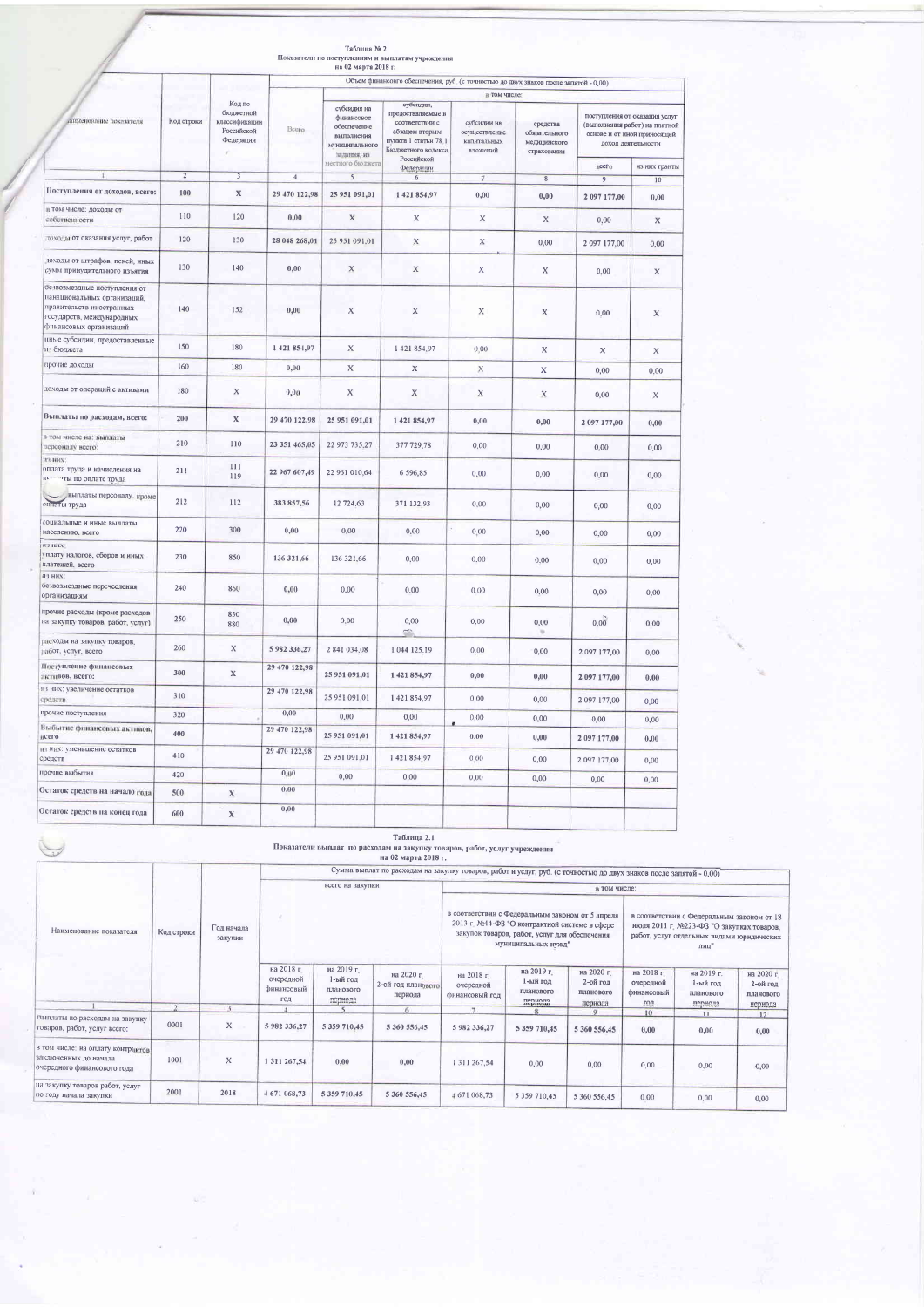Таблица № 2
Показатели по поступлениям и выплатам учреждения
на 02 марта 2018 г.

| Наименование показателя | Код строки | Код по бюджетной классификации Российской Федерации | Объем финансового обеспечения, руб. (с точностью до двух знаков после запятой - 0,00) | | | | | | |
|---|---|---|---|---|---|---|---|---|---|
| | | | Всего | в том числе: | | | | | |
| | | | | субсидия на финансовое обеспечение выполнения муниципального задания, из местного бюджета | субсидии, предоставляемые в соответствии с абзацем вторым пункта 1 статьи 78.1 Бюджетного кодекса Российской Федерации | субсидии на осуществление капитальных вложений | средства обязательного медицинского страхования | поступления от оказания услуг (выполнения работ) на платной основе и от иной приносящей доход деятельности | |
| | | | | | | | | всего | из них гранты |
| 1 | 2 | 3 | 4 | 5 | 6 | 7 | 8 | 9 | 10 |
| **Поступления от доходов, всего:** | 100 | X | 29 470 122,98 | 25 951 091,01 | 1 421 854,97 | 0,00 | 0,00 | 2 097 177,00 | 0,00 |
| в том числе: доходы от собственности | 110 | 120 | 0,00 | X | X | X | X | 0,00 | X |
| доходы от оказания услуг, работ | 120 | 130 | 28 048 268,01 | 25 951 091,01 | X | X | 0,00 | 2 097 177,00 | 0,00 |
| доходы от штрафов, пеней, иных сумм принудительного изъятия | 130 | 140 | 0,00 | X | X | X | X | 0,00 | X |
| безвозмездные поступления от наднациональных организаций, правительств иностранных государств, международных финансовых организаций | 140 | 152 | 0,00 | X | X | X | X | 0,00 | X |
| иные субсидии, предоставленные из бюджета | 150 | 180 | 1 421 854,97 | X | 1 421 854,97 | 0,00 | X | X | X |
| прочие доходы | 160 | 180 | 0,00 | X | X | X | X | 0,00 | 0,00 |
| доходы от операций с активами | 180 | X | 0,00 | X | X | X | X | 0,00 | X |
| **Выплаты по расходам, всего:** | 200 | X | 29 470 122,98 | 25 951 091,01 | 1 421 854,97 | 0,00 | 0,00 | 2 097 177,00 | 0,00 |
| в том числе на: выплаты персоналу всего: | 210 | 110 | 23 351 465,05 | 22 973 735,27 | 377 729,78 | 0,00 | 0,00 | 0,00 | 0,00 |
| из них: оплата труда и начисления на выплаты по оплате труда | 211 | 111 119 | 22 967 607,49 | 22 961 010,64 | 6 596,85 | 0,00 | 0,00 | 0,00 | 0,00 |
| выплаты персоналу, кроме оплаты труда | 212 | 112 | 383 857,56 | 12 724,63 | 371 132,93 | 0,00 | 0,00 | 0,00 | 0,00 |
| социальные и иные выплаты населению, всего | 220 | 300 | 0,00 | 0,00 | 0,00 | 0,00 | 0,00 | 0,00 | 0,00 |
| из них: уплату налогов, сборов и иных платежей, всего | 230 | 850 | 136 321,66 | 136 321,66 | 0,00 | 0,00 | 0,00 | 0,00 | 0,00 |
| из них: безвозмездные перечисления организациям | 240 | 860 | 0,00 | 0,00 | 0,00 | 0,00 | 0,00 | 0,00 | 0,00 |
| прочие расходы (кроме расходов на закупку товаров, работ, услуг) | 250 | 830 880 | 0,00 | 0,00 | 0,00 | 0,00 | 0,00 | 0,00 | 0,00 |
| расходы на закупку товаров, работ, услуг, всего | 260 | X | 5 982 336,27 | 2 841 034,08 | 1 044 125,19 | 0,00 | 0,00 | 2 097 177,00 | 0,00 |
| **Поступление финансовых активов, всего:** | 300 | X | 29 470 122,98 | 25 951 091,01 | 1 421 854,97 | 0,00 | 0,00 | 2 097 177,00 | 0,00 |
| из них: увеличение остатков средств | 310 | | 29 470 122,98 | 25 951 091,01 | 1 421 854,97 | 0,00 | 0,00 | 2 097 177,00 | 0,00 |
| прочие поступления | 320 | | 0,00 | 0,00 | 0,00 | 0,00 | 0,00 | 0,00 | 0,00 |
| **Выбытие финансовых активов, всего** | 400 | | 29 470 122,98 | 25 951 091,01 | 1 421 854,97 | 0,00 | 0,00 | 2 097 177,00 | 0,00 |
| из них: уменьшение остатков средств | 410 | | 29 470 122,98 | 25 951 091,01 | 1 421 854,97 | 0,00 | 0,00 | 2 097 177,00 | 0,00 |
| прочие выбытия | 420 | | 0,00 | 0,00 | 0,00 | 0,00 | 0,00 | 0,00 | 0,00 |
| **Остаток средств на начало года** | 500 | X | 0,00 | | | | | | |
| **Остаток средств на конец года** | 600 | X | 0,00 | | | | | | |

Таблица 2.1
Показатели выплат по расходам на закупку товаров, работ, услуг учреждения
на 02 марта 2018 г.

| Наименование показателя | Код строки | Год начала закупки | Сумма выплат по расходам на закупку товаров, работ и услуг, руб. (с точностью до двух знаков после запятой - 0,00) | | | | | | | | |
|---|---|---|---|---|---|---|---|---|---|---|---|
| | | | всего на закупки | | | в том числе: | | | | | |
| | | | | | | в соответствии с Федеральным законом от 5 апреля 2013 г. №44-ФЗ "О контрактной системе в сфере закупок товаров, работ, услуг для обеспечения муниципальных нужд" | | | в соответствии с Федеральным законом от 18 июля 2011 г. №223-ФЗ "О закупках товаров, работ, услуг отдельных видами юридических лиц" | | |
| | | | на 2018 г. очередной финансовый год | на 2019 г. 1-ый год планового периода | на 2020 г. 2-ой год планового периода | на 2018 г. очередной финансовый год | на 2019 г. 1-ый год планового периода | на 2020 г. 2-ой год планового периода | на 2018 г. очередной финансовый год | на 2019 г. 1-ый год планового периода | на 2020 г. 2-ой год планового периода |
| 1 | 2 | 3 | 4 | 5 | 6 | 7 | 8 | 9 | 10 | 11 | 12 |
| Выплаты по расходам на закупку товаров, работ, услуг всего: | 0001 | X | 5 982 336,27 | 5 359 710,45 | 5 360 556,45 | 5 982 336,27 | 5 359 710,45 | 5 360 556,45 | 0,00 | 0,00 | 0,00 |
| в том числе: на оплату контрактов заключенных до начала очередного финансового года | 1001 | X | 1 311 267,54 | 0,00 | 0,00 | 1 311 267,54 | 0,00 | 0,00 | 0,00 | 0,00 | 0,00 |
| на закупку товаров работ, услуг по году начала закупки | 2001 | 2018 | 4 671 068,73 | 5 359 710,45 | 5 360 556,45 | 4 671 068,73 | 5 359 710,45 | 5 360 556,45 | 0,00 | 0,00 | 0,00 |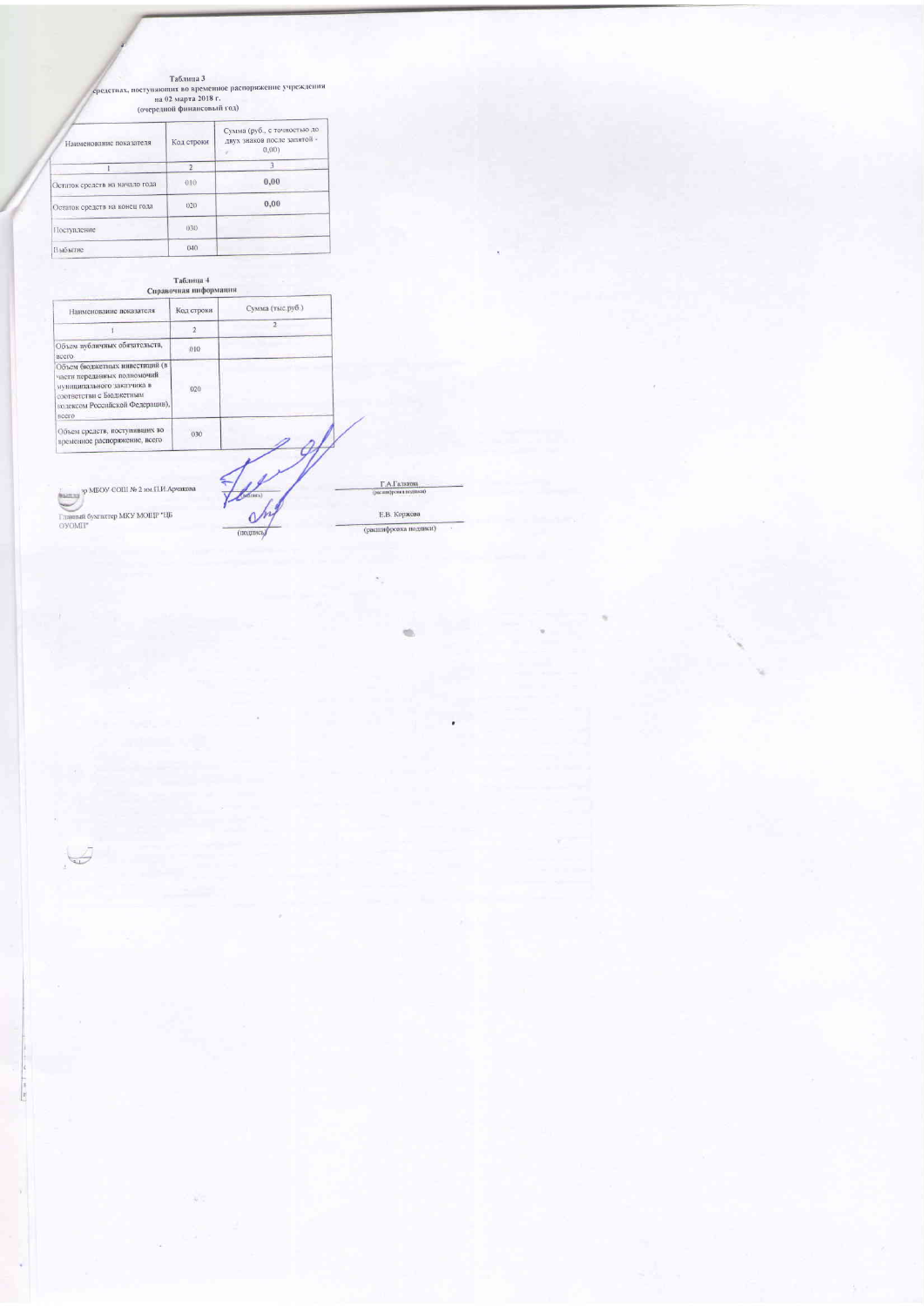Таблица 3
...средствах, поступающих во временное распоряжение учреждения
на 02 марта 2018 г.
(очередной финансовый год)

| Наименование показателя | Код строки | Сумма (руб., с точностью до двух знаков после запятой - 0,00) |
|---|---|---|
| 1 | 2 | 3 |
| Остаток средств на начало года | 010 | **0,00** |
| Остаток средств на конец года | 020 | **0,00** |
| Поступление | 030 | |
| Выбытие | 040 | |

Таблица 4
Справочная информация

| Наименование показателя | Код строки | Сумма (тыс.руб.) |
|---|---|---|
| 1 | 2 | 2 |
| Объем публичных обязательств, всего | 010 | |
| Объем бюджетных инвестиций (в части переданных полномочий муниципального заказчика в соответствии с Бюджетным кодексом Российской Федерации), всего | 020 | |
| Объем средств, поступивших во временное распоряжение, всего | 030 | |

...р МБОУ СОШ № 2 им.П.И.Аревкова ____________ (подпись) Г.А.Галкина (расшифровка подписи)

Главный бухгалтер МКУ МОШР "ЦБ ОУОМП" ____________ (подпись) Е.В. Коржова (расшифровка подписи)